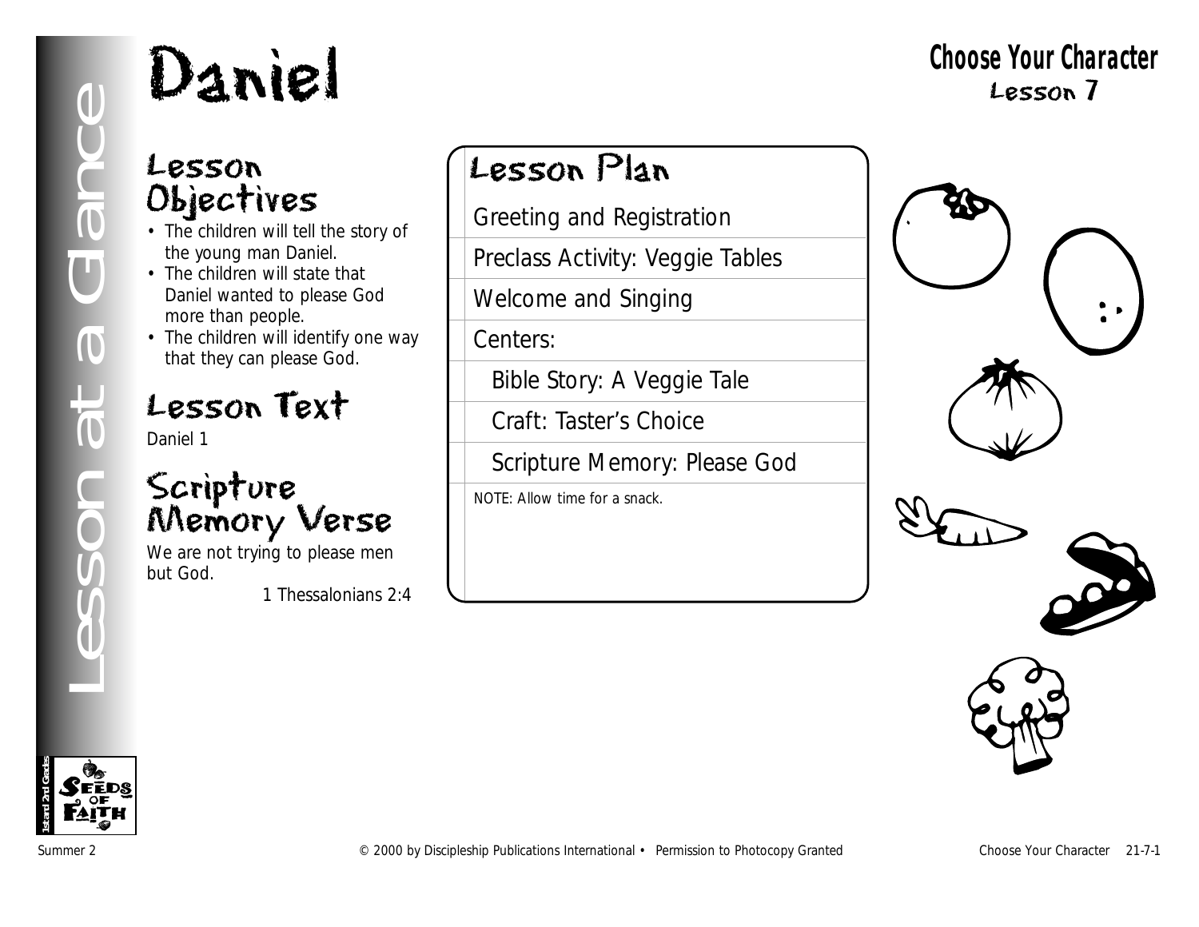# Daniel

## Choose Your Character
Lesson 7

Lesson at a Glance

## Lesson Objectives

- The children will tell the story of the young man Daniel.
- The children will state that Daniel wanted to please God more than people.
- The children will identify one way that they can please God.

## Lesson Text

Daniel 1

## Scripture Memory Verse

We are not trying to please men but God.

1 Thessalonians 2:4

## Lesson Plan

Greeting and Registration

Preclass Activity: Veggie Tables

Welcome and Singing

Centers:

- Bible Story: A Veggie Tale
- Craft: Taster's Choice
- Scripture Memory: Please God

NOTE: Allow time for a snack.

1st and 2nd Grades

Summer 2 © 2000 by Discipleship Publications International • Permission to Photocopy Granted Choose Your Character 21-7-1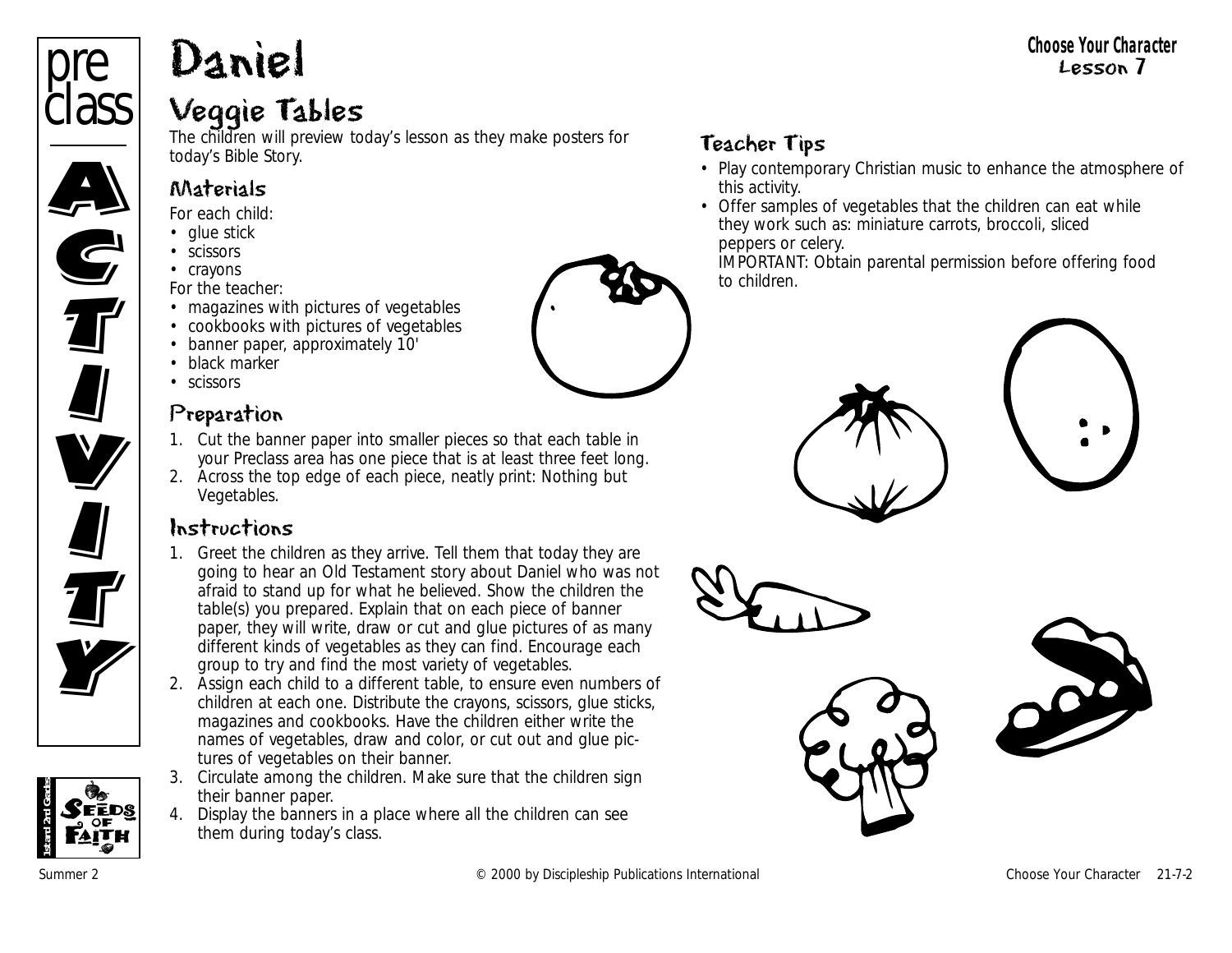# Daniel

**Choose Your Character**
**Lesson 7**

## Veggie Tables

The children will preview today's lesson as they make posters for today's Bible Story.

### Materials

For each child:

- glue stick
- scissors
- crayons

For the teacher:

- magazines with pictures of vegetables
- cookbooks with pictures of vegetables
- banner paper, approximately 10'
- black marker
- scissors

### Preparation

1. Cut the banner paper into smaller pieces so that each table in your Preclass area has one piece that is at least three feet long.
2. Across the top edge of each piece, neatly print: Nothing but Vegetables.

### Instructions

1. Greet the children as they arrive. Tell them that today they are going to hear an Old Testament story about Daniel who was not afraid to stand up for what he believed. Show the children the table(s) you prepared. Explain that on each piece of banner paper, they will write, draw or cut and glue pictures of as many different kinds of vegetables as they can find. Encourage each group to try and find the most variety of vegetables.
2. Assign each child to a different table, to ensure even numbers of children at each one. Distribute the crayons, scissors, glue sticks, magazines and cookbooks. Have the children either write the names of vegetables, draw and color, or cut out and glue pictures of vegetables on their banner.
3. Circulate among the children. Make sure that the children sign their banner paper.
4. Display the banners in a place where all the children can see them during today's class.

### Teacher Tips

- Play contemporary Christian music to enhance the atmosphere of this activity.
- Offer samples of vegetables that the children can eat while they work such as: miniature carrots, broccoli, sliced peppers or celery.
  IMPORTANT: Obtain parental permission before offering food to children.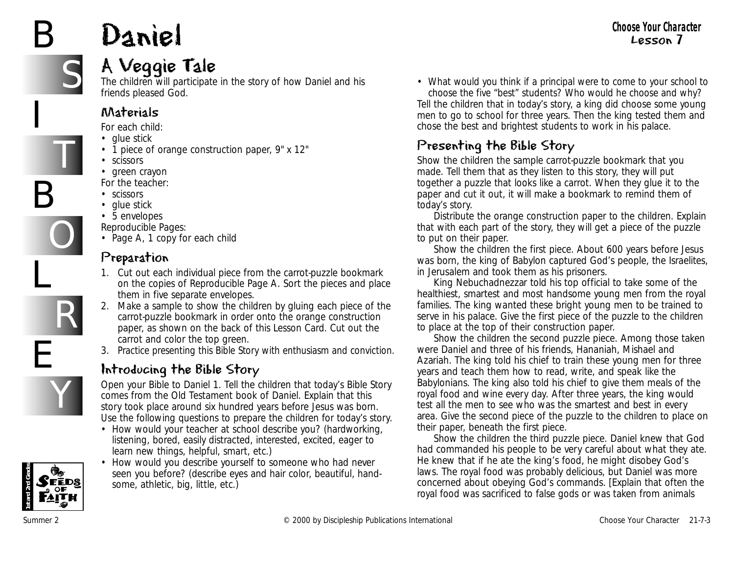# Daniel

## A Veggie Tale

The children will participate in the story of how Daniel and his friends pleased God.

### Materials

For each child:

- glue stick
- 1 piece of orange construction paper, 9" x 12"
- scissors
- green crayon

For the teacher:

- scissors
- glue stick
- 5 envelopes

Reproducible Pages:

- Page A, 1 copy for each child

### Preparation

1. Cut out each individual piece from the carrot-puzzle bookmark on the copies of Reproducible Page A. Sort the pieces and place them in five separate envelopes.
2. Make a sample to show the children by gluing each piece of the carrot-puzzle bookmark in order onto the orange construction paper, as shown on the back of this Lesson Card. Cut out the carrot and color the top green.
3. Practice presenting this Bible Story with enthusiasm and conviction.

### Introducing the Bible Story

Open your Bible to Daniel 1. Tell the children that today's Bible Story comes from the Old Testament book of Daniel. Explain that this story took place around six hundred years before Jesus was born. Use the following questions to prepare the children for today's story.

- How would your teacher at school describe you? (hardworking, listening, bored, easily distracted, interested, excited, eager to learn new things, helpful, smart, etc.)
- How would you describe yourself to someone who had never seen you before? (describe eyes and hair color, beautiful, handsome, athletic, big, little, etc.)
- What would you think if a principal were to come to your school to choose the five "best" students? Who would he choose and why?

Tell the children that in today's story, a king did choose some young men to go to school for three years. Then the king tested them and chose the best and brightest students to work in his palace.

### Presenting the Bible Story

Show the children the sample carrot-puzzle bookmark that you made. Tell them that as they listen to this story, they will put together a puzzle that looks like a carrot. When they glue it to the paper and cut it out, it will make a bookmark to remind them of today's story.

Distribute the orange construction paper to the children. Explain that with each part of the story, they will get a piece of the puzzle to put on their paper.

Show the children the first piece. About 600 years before Jesus was born, the king of Babylon captured God's people, the Israelites, in Jerusalem and took them as his prisoners.

King Nebuchadnezzar told his top official to take some of the healthiest, smartest and most handsome young men from the royal families. The king wanted these bright young men to be trained to serve in his palace. Give the first piece of the puzzle to the children to place at the top of their construction paper.

Show the children the second puzzle piece. Among those taken were Daniel and three of his friends, Hananiah, Mishael and Azariah. The king told his chief to train these young men for three years and teach them how to read, write, and speak like the Babylonians. The king also told his chief to give them meals of the royal food and wine every day. After three years, the king would test all the men to see who was the smartest and best in every area. Give the second piece of the puzzle to the children to place on their paper, beneath the first piece.

Show the children the third puzzle piece. Daniel knew that God had commanded his people to be very careful about what they ate. He knew that if he ate the king's food, he might disobey God's laws. The royal food was probably delicious, but Daniel was more concerned about obeying God's commands. [Explain that often the royal food was sacrificed to false gods or was taken from animals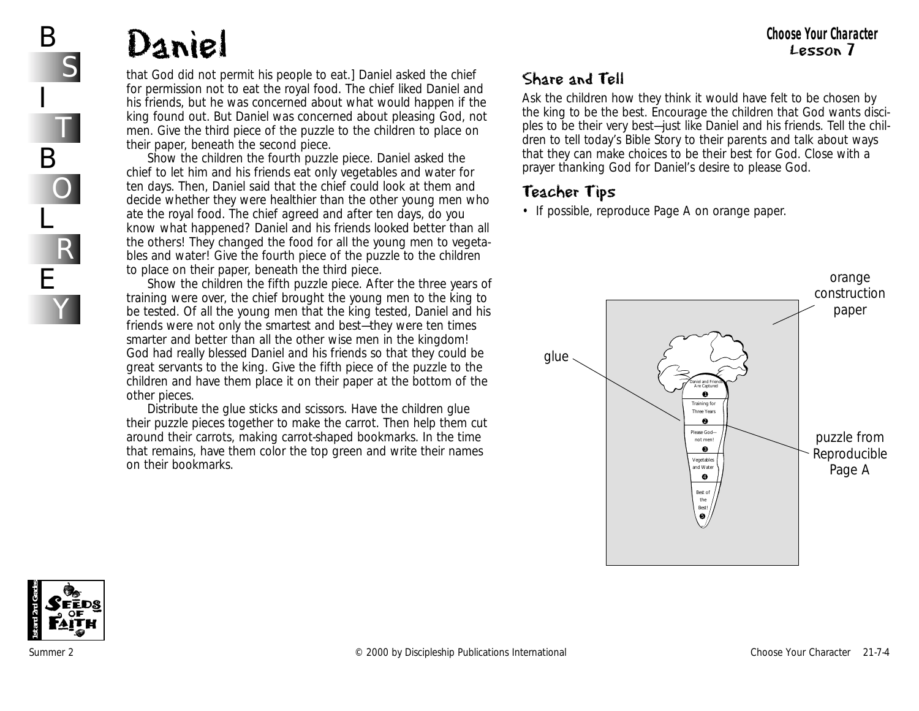# Daniel

that God did not permit his people to eat.] Daniel asked the chief for permission not to eat the royal food. The chief liked Daniel and his friends, but he was concerned about what would happen if the king found out. But Daniel was concerned about pleasing God, not men. Give the third piece of the puzzle to the children to place on their paper, beneath the second piece.

Show the children the fourth puzzle piece. Daniel asked the chief to let him and his friends eat only vegetables and water for ten days. Then, Daniel said that the chief could look at them and decide whether they were healthier than the other young men who ate the royal food. The chief agreed and after ten days, do you know what happened? Daniel and his friends looked better than all the others! They changed the food for all the young men to vegetables and water! Give the fourth piece of the puzzle to the children to place on their paper, beneath the third piece.

Show the children the fifth puzzle piece. After the three years of training were over, the chief brought the young men to the king to be tested. Of all the young men that the king tested, Daniel and his friends were not only the smartest and best—they were ten times smarter and better than all the other wise men in the kingdom! God had really blessed Daniel and his friends so that they could be great servants to the king. Give the fifth piece of the puzzle to the children and have them place it on their paper at the bottom of the other pieces.

Distribute the glue sticks and scissors. Have the children glue their puzzle pieces together to make the carrot. Then help them cut around their carrots, making carrot-shaped bookmarks. In the time that remains, have them color the top green and write their names on their bookmarks.

## Share and Tell

Ask the children how they think it would have felt to be chosen by the king to be the best. Encourage the children that God wants disciples to be their very best—just like Daniel and his friends. Tell the children to tell today's Bible Story to their parents and talk about ways that they can make choices to be their best for God. Close with a prayer thanking God for Daniel's desire to please God.

## Teacher Tips

- If possible, reproduce Page A on orange paper.

orange construction paper

glue

puzzle from Reproducible Page A

Daniel and Friends Are Captured ❶
Training for Three Years ❷
Please God—not men! ❸
Vegetables and Water ❹
Best of the Best! ❺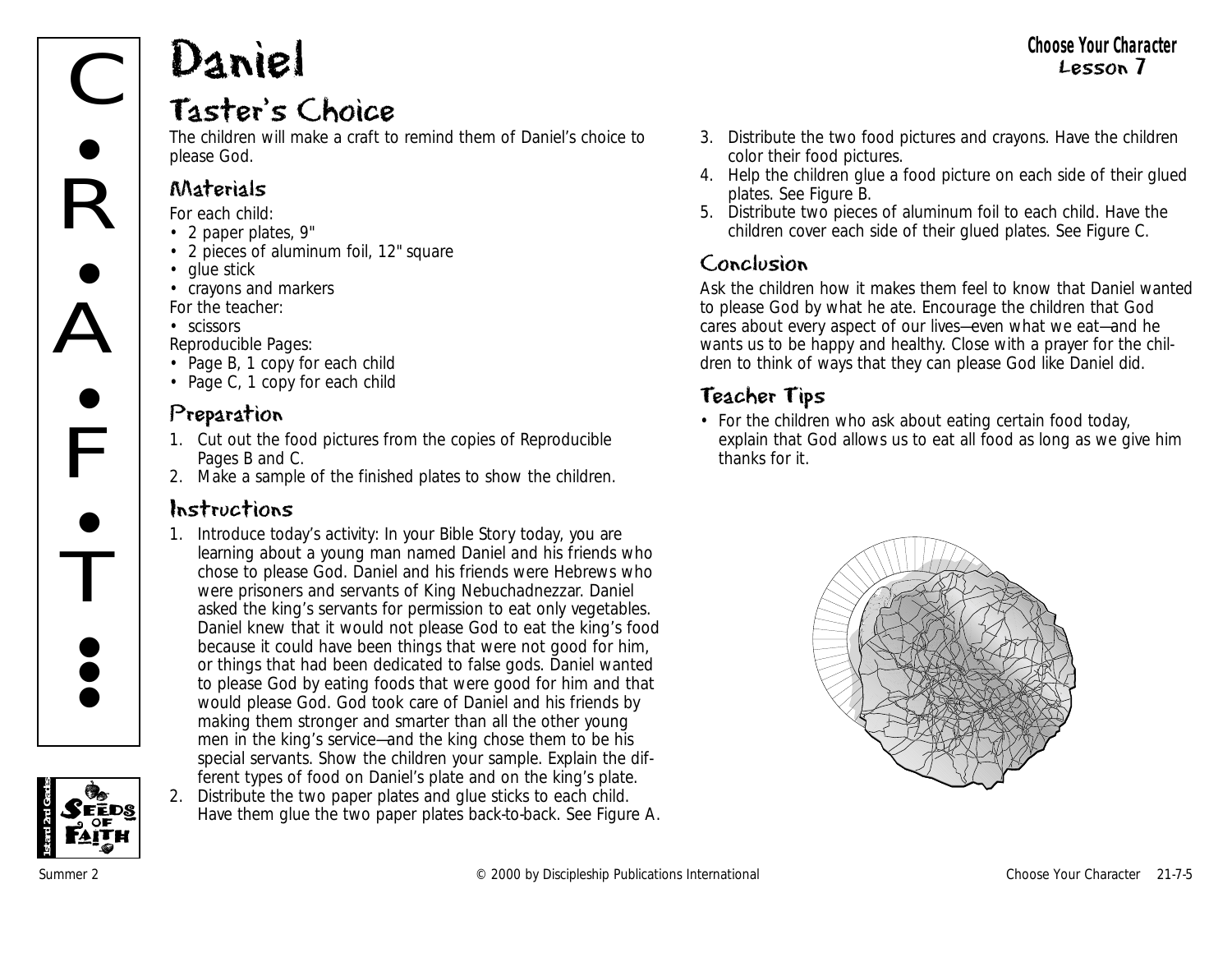# Daniel

## Taster's Choice

The children will make a craft to remind them of Daniel's choice to please God.

### Materials

For each child:
- 2 paper plates, 9"
- 2 pieces of aluminum foil, 12" square
- glue stick
- crayons and markers

For the teacher:
- scissors

Reproducible Pages:
- Page B, 1 copy for each child
- Page C, 1 copy for each child

### Preparation

1. Cut out the food pictures from the copies of Reproducible Pages B and C.
2. Make a sample of the finished plates to show the children.

### Instructions

1. Introduce today's activity: In your Bible Story today, you are learning about a young man named Daniel and his friends who chose to please God. Daniel and his friends were Hebrews who were prisoners and servants of King Nebuchadnezzar. Daniel asked the king's servants for permission to eat only vegetables. Daniel knew that it would not please God to eat the king's food because it could have been things that were not good for him, or things that had been dedicated to false gods. Daniel wanted to please God by eating foods that were good for him and that would please God. God took care of Daniel and his friends by making them stronger and smarter than all the other young men in the king's service—and the king chose them to be his special servants. Show the children your sample. Explain the different types of food on Daniel's plate and on the king's plate.
2. Distribute the two paper plates and glue sticks to each child. Have them glue the two paper plates back-to-back. See Figure A.
3. Distribute the two food pictures and crayons. Have the children color their food pictures.
4. Help the children glue a food picture on each side of their glued plates. See Figure B.
5. Distribute two pieces of aluminum foil to each child. Have the children cover each side of their glued plates. See Figure C.

### Conclusion

Ask the children how it makes them feel to know that Daniel wanted to please God by what he ate. Encourage the children that God cares about every aspect of our lives—even what we eat—and he wants us to be happy and healthy. Close with a prayer for the children to think of ways that they can please God like Daniel did.

### Teacher Tips

- For the children who ask about eating certain food today, explain that God allows us to eat all food as long as we give him thanks for it.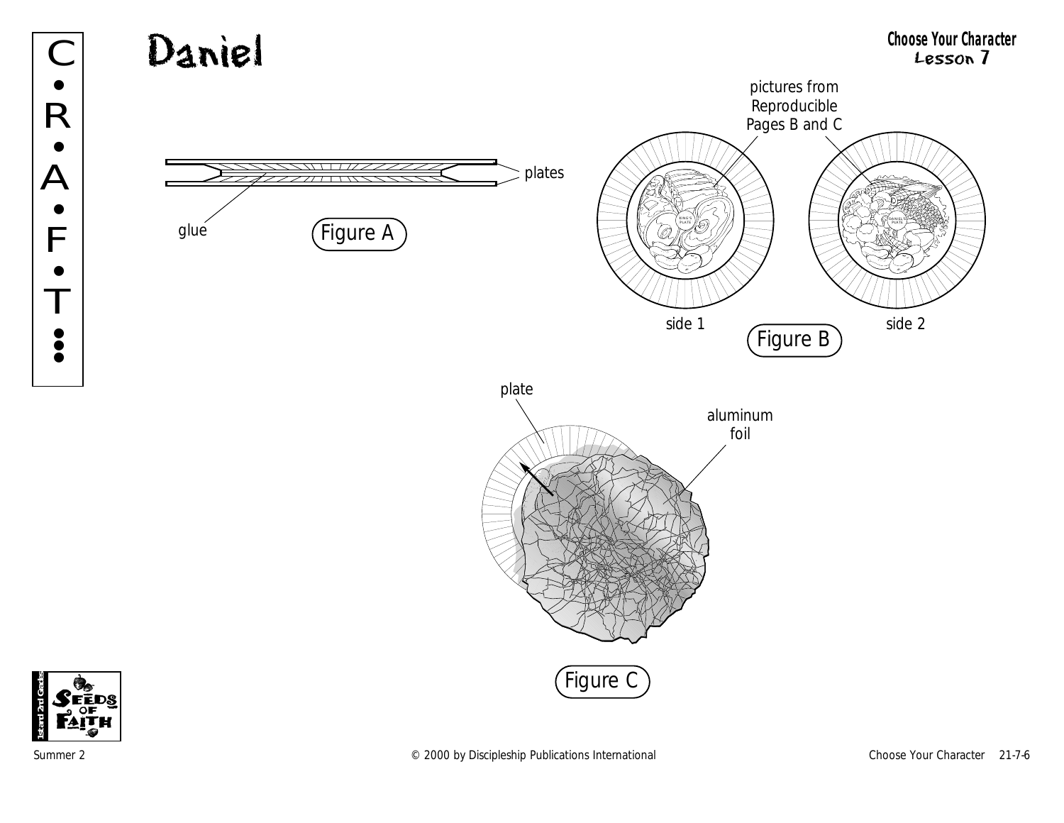# Daniel

**Choose Your Character**
**Lesson 7**

C•R•A•F•T•••

plates

glue

Figure A

pictures from Reproducible Pages B and C

KING'S PLATE

DANIEL'S PLATE

side 1

side 2

Figure B

plate

aluminum foil

Figure C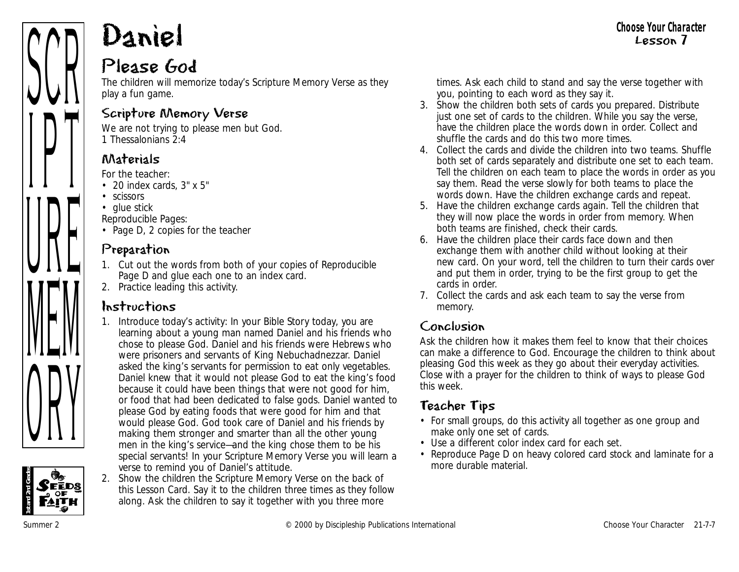# Daniel

**Choose Your Character**
**Lesson 7**

## Please God

The children will memorize today's Scripture Memory Verse as they play a fun game.

### Scripture Memory Verse

We are not trying to please men but God.
1 Thessalonians 2:4

### Materials

For the teacher:
- 20 index cards, 3" x 5"
- scissors
- glue stick

Reproducible Pages:
- Page D, 2 copies for the teacher

### Preparation

1. Cut out the words from both of your copies of Reproducible Page D and glue each one to an index card.
2. Practice leading this activity.

### Instructions

1. Introduce today's activity: In your Bible Story today, you are learning about a young man named Daniel and his friends who chose to please God. Daniel and his friends were Hebrews who were prisoners and servants of King Nebuchadnezzar. Daniel asked the king's servants for permission to eat only vegetables. Daniel knew that it would not please God to eat the king's food because it could have been things that were not good for him, or food that had been dedicated to false gods. Daniel wanted to please God by eating foods that were good for him and that would please God. God took care of Daniel and his friends by making them stronger and smarter than all the other young men in the king's service—and the king chose them to be his special servants! In your Scripture Memory Verse you will learn a verse to remind you of Daniel's attitude.
2. Show the children the Scripture Memory Verse on the back of this Lesson Card. Say it to the children three times as they follow along. Ask the children to say it together with you three more times. Ask each child to stand and say the verse together with you, pointing to each word as they say it.
3. Show the children both sets of cards you prepared. Distribute just one set of cards to the children. While you say the verse, have the children place the words down in order. Collect and shuffle the cards and do this two more times.
4. Collect the cards and divide the children into two teams. Shuffle both set of cards separately and distribute one set to each team. Tell the children on each team to place the words in order as you say them. Read the verse slowly for both teams to place the words down. Have the children exchange cards and repeat.
5. Have the children exchange cards again. Tell the children that they will now place the words in order from memory. When both teams are finished, check their cards.
6. Have the children place their cards face down and then exchange them with another child without looking at their new card. On your word, tell the children to turn their cards over and put them in order, trying to be the first group to get the cards in order.
7. Collect the cards and ask each team to say the verse from memory.

### Conclusion

Ask the children how it makes them feel to know that their choices can make a difference to God. Encourage the children to think about pleasing God this week as they go about their everyday activities. Close with a prayer for the children to think of ways to please God this week.

### Teacher Tips

- For small groups, do this activity all together as one group and make only one set of cards.
- Use a different color index card for each set.
- Reproduce Page D on heavy colored card stock and laminate for a more durable material.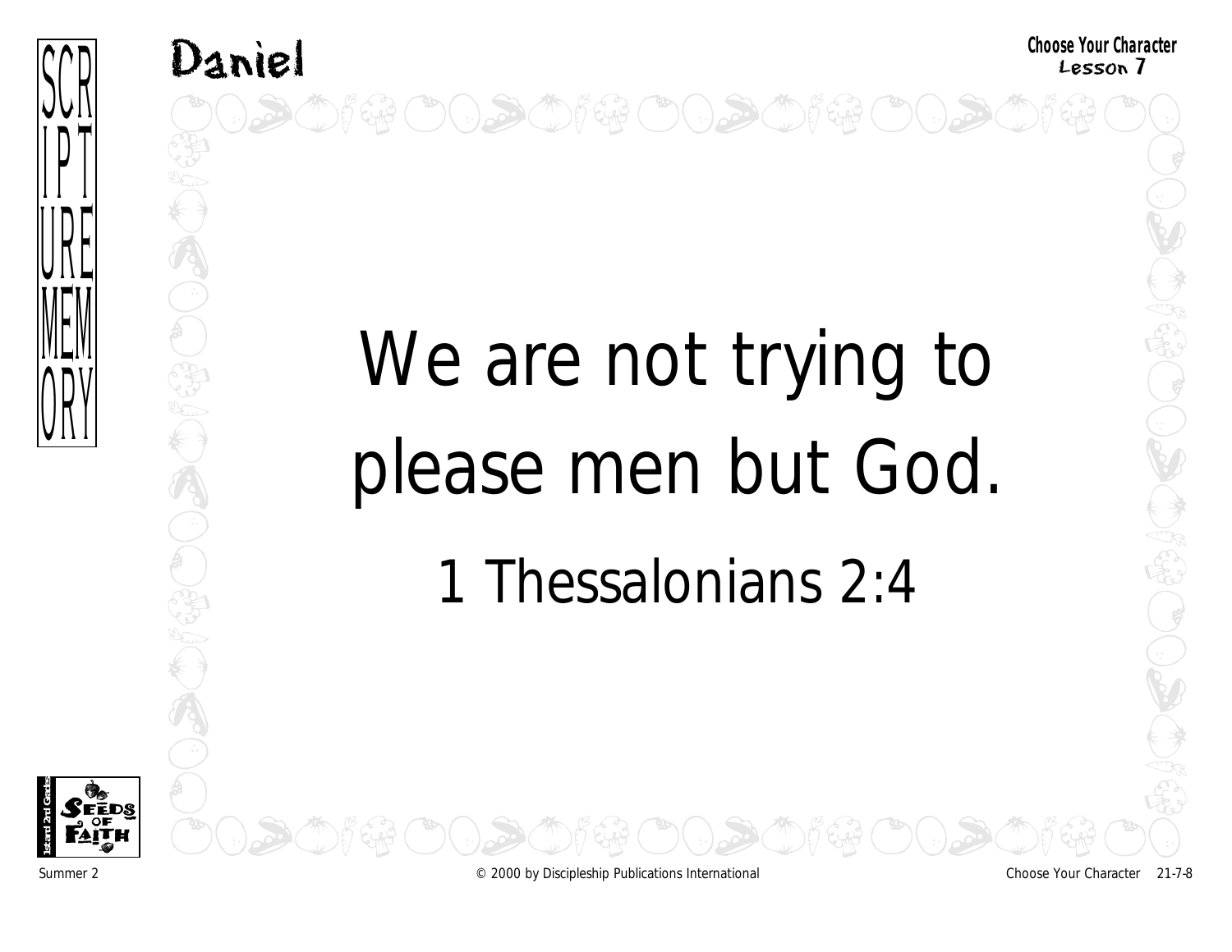# We are not trying to please men but God.

1 Thessalonians 2:4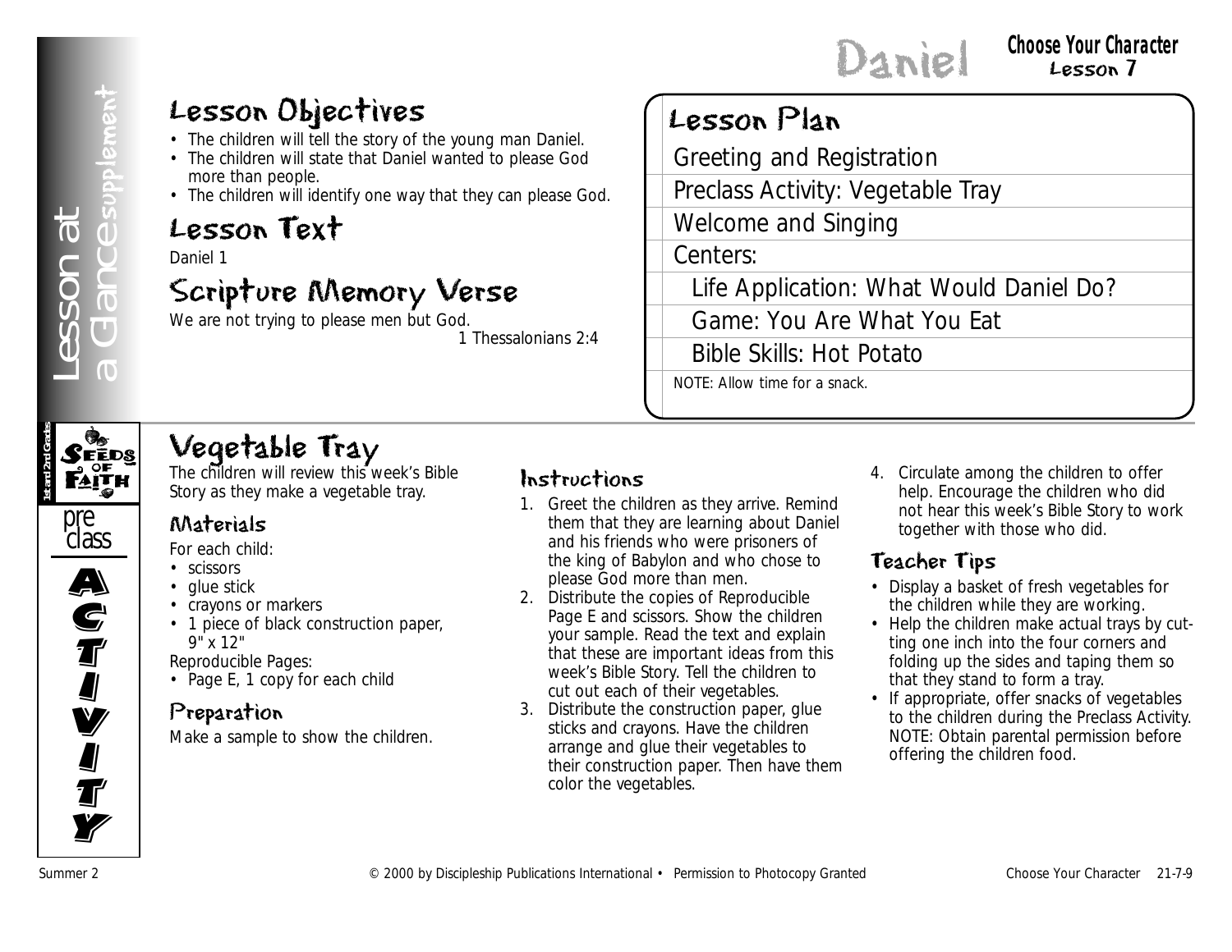# Daniel

**Choose Your Character**
**Lesson 7**

Lesson at a Glance *supplement*

## Lesson Objectives

- The children will tell the story of the young man Daniel.
- The children will state that Daniel wanted to please God more than people.
- The children will identify one way that they can please God.

## Lesson Text

Daniel 1

## Scripture Memory Verse

We are not trying to please men but God.
1 Thessalonians 2:4

## Lesson Plan

- Greeting and Registration
- Preclass Activity: Vegetable Tray
- Welcome and Singing
- Centers:
  - Life Application: What Would Daniel Do?
  - Game: You Are What You Eat
  - Bible Skills: Hot Potato

NOTE: Allow time for a snack.

Seeds of Faith — 1st and 2nd Grade — preclass ACTIVITY

## Vegetable Tray

The children will review this week's Bible Story as they make a vegetable tray.

### Materials

For each child:

- scissors
- glue stick
- crayons or markers
- 1 piece of black construction paper, 9" x 12"

Reproducible Pages:

- Page E, 1 copy for each child

### Preparation

Make a sample to show the children.

### Instructions

1. Greet the children as they arrive. Remind them that they are learning about Daniel and his friends who were prisoners of the king of Babylon and who chose to please God more than men.
2. Distribute the copies of Reproducible Page E and scissors. Show the children your sample. Read the text and explain that these are important ideas from this week's Bible Story. Tell the children to cut out each of their vegetables.
3. Distribute the construction paper, glue sticks and crayons. Have the children arrange and glue their vegetables to their construction paper. Then have them color the vegetables.
4. Circulate among the children to offer help. Encourage the children who did not hear this week's Bible Story to work together with those who did.

### Teacher Tips

- Display a basket of fresh vegetables for the children while they are working.
- Help the children make actual trays by cutting one inch into the four corners and folding up the sides and taping them so that they stand to form a tray.
- If appropriate, offer snacks of vegetables to the children during the Preclass Activity. NOTE: Obtain parental permission before offering the children food.

Summer 2 © 2000 by Discipleship Publications International • Permission to Photocopy Granted Choose Your Character 21-7-9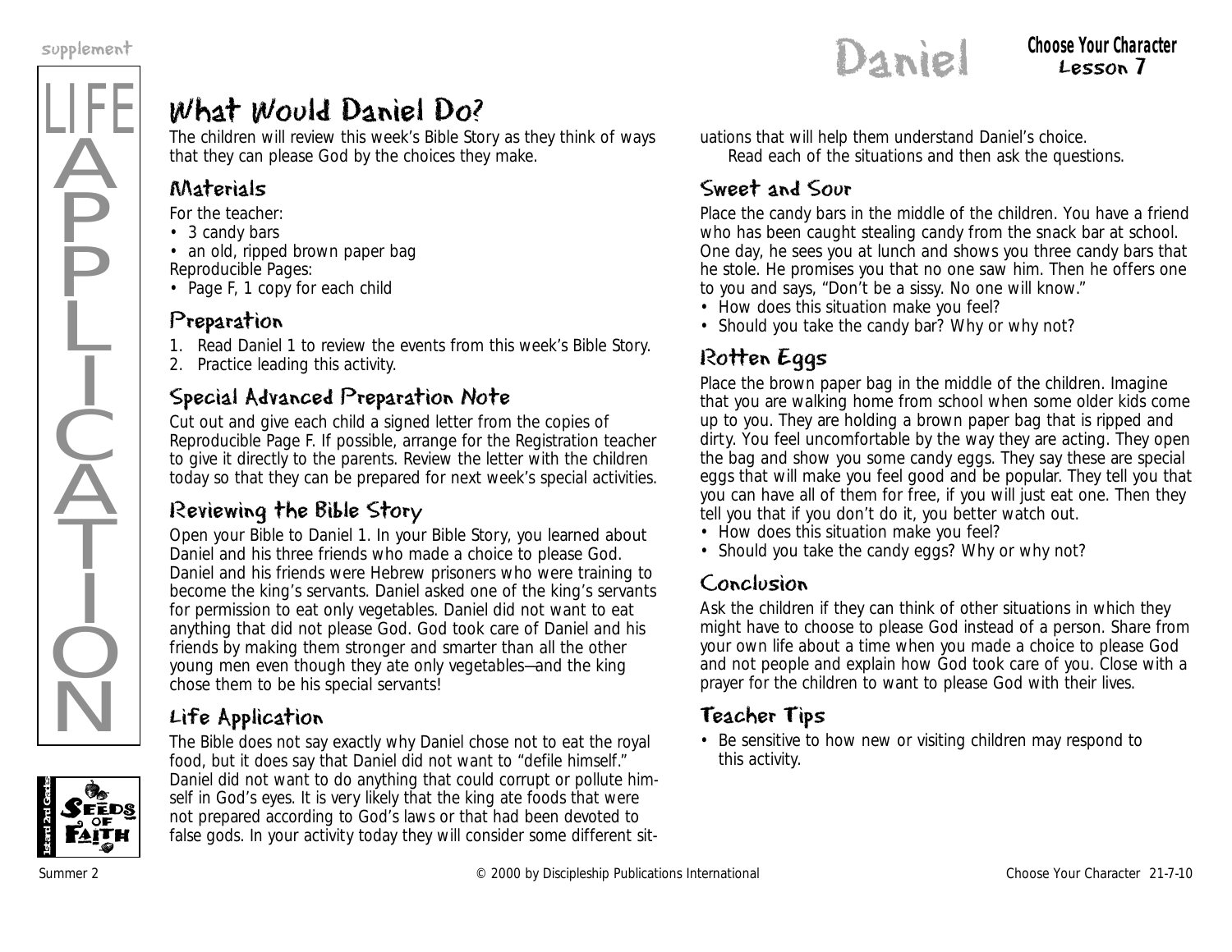# What Would Daniel Do?

The children will review this week's Bible Story as they think of ways that they can please God by the choices they make.

## Materials

For the teacher:

- 3 candy bars
- an old, ripped brown paper bag

Reproducible Pages:

- Page F, 1 copy for each child

## Preparation

1. Read Daniel 1 to review the events from this week's Bible Story.
2. Practice leading this activity.

## Special Advanced Preparation Note

Cut out and give each child a signed letter from the copies of Reproducible Page F. If possible, arrange for the Registration teacher to give it directly to the parents. Review the letter with the children today so that they can be prepared for next week's special activities.

## Reviewing the Bible Story

Open your Bible to Daniel 1. In your Bible Story, you learned about Daniel and his three friends who made a choice to please God. Daniel and his friends were Hebrew prisoners who were training to become the king's servants. Daniel asked one of the king's servants for permission to eat only vegetables. Daniel did not want to eat anything that did not please God. God took care of Daniel and his friends by making them stronger and smarter than all the other young men even though they ate only vegetables—and the king chose them to be his special servants!

## Life Application

The Bible does not say exactly why Daniel chose not to eat the royal food, but it does say that Daniel did not want to "defile himself." Daniel did not want to do anything that could corrupt or pollute himself in God's eyes. It is very likely that the king ate foods that were not prepared according to God's laws or that had been devoted to false gods. In your activity today they will consider some different situations that will help them understand Daniel's choice.

Read each of the situations and then ask the questions.

## Sweet and Sour

Place the candy bars in the middle of the children. You have a friend who has been caught stealing candy from the snack bar at school. One day, he sees you at lunch and shows you three candy bars that he stole. He promises you that no one saw him. Then he offers one to you and says, "Don't be a sissy. No one will know."

- How does this situation make you feel?
- Should you take the candy bar? Why or why not?

## Rotten Eggs

Place the brown paper bag in the middle of the children. Imagine that you are walking home from school when some older kids come up to you. They are holding a brown paper bag that is ripped and dirty. You feel uncomfortable by the way they are acting. They open the bag and show you some candy eggs. They say these are special eggs that will make you feel good and be popular. They tell you that you can have all of them for free, if you will just eat one. Then they tell you that if you don't do it, you better watch out.

- How does this situation make you feel?
- Should you take the candy eggs? Why or why not?

## Conclusion

Ask the children if they can think of other situations in which they might have to choose to please God instead of a person. Share from your own life about a time when you made a choice to please God and not people and explain how God took care of you. Close with a prayer for the children to want to please God with their lives.

## Teacher Tips

- Be sensitive to how new or visiting children may respond to this activity.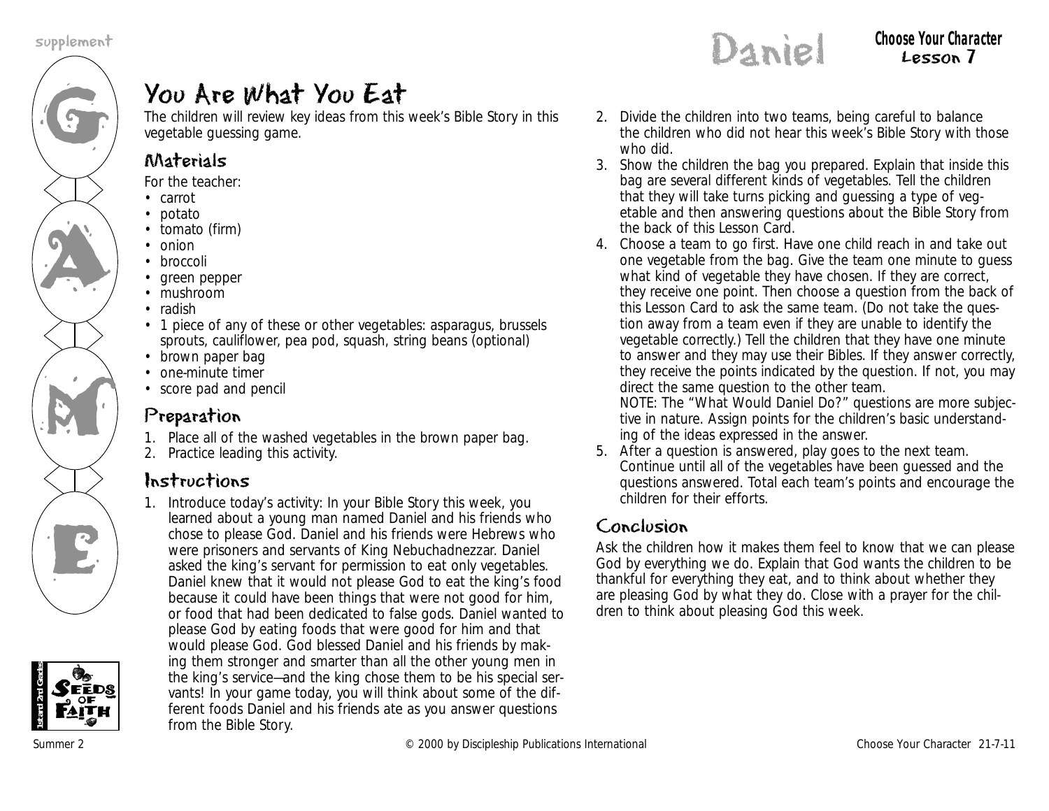# You Are What You Eat

The children will review key ideas from this week's Bible Story in this vegetable guessing game.

## Materials

For the teacher:

- carrot
- potato
- tomato (firm)
- onion
- broccoli
- green pepper
- mushroom
- radish
- 1 piece of any of these or other vegetables: asparagus, brussels sprouts, cauliflower, pea pod, squash, string beans (optional)
- brown paper bag
- one-minute timer
- score pad and pencil

## Preparation

1. Place all of the washed vegetables in the brown paper bag.
2. Practice leading this activity.

## Instructions

1. Introduce today's activity: In your Bible Story this week, you learned about a young man named Daniel and his friends who chose to please God. Daniel and his friends were Hebrews who were prisoners and servants of King Nebuchadnezzar. Daniel asked the king's servant for permission to eat only vegetables. Daniel knew that it would not please God to eat the king's food because it could have been things that were not good for him, or food that had been dedicated to false gods. Daniel wanted to please God by eating foods that were good for him and that would please God. God blessed Daniel and his friends by making them stronger and smarter than all the other young men in the king's service—and the king chose them to be his special servants! In your game today, you will think about some of the different foods Daniel and his friends ate as you answer questions from the Bible Story.
2. Divide the children into two teams, being careful to balance the children who did not hear this week's Bible Story with those who did.
3. Show the children the bag you prepared. Explain that inside this bag are several different kinds of vegetables. Tell the children that they will take turns picking and guessing a type of vegetable and then answering questions about the Bible Story from the back of this Lesson Card.
4. Choose a team to go first. Have one child reach in and take out one vegetable from the bag. Give the team one minute to guess what kind of vegetable they have chosen. If they are correct, they receive one point. Then choose a question from the back of this Lesson Card to ask the same team. (Do not take the question away from a team even if they are unable to identify the vegetable correctly.) Tell the children that they have one minute to answer and they may use their Bibles. If they answer correctly, they receive the points indicated by the question. If not, you may direct the same question to the other team.
   NOTE: The "What Would Daniel Do?" questions are more subjective in nature. Assign points for the children's basic understanding of the ideas expressed in the answer.
5. After a question is answered, play goes to the next team. Continue until all of the vegetables have been guessed and the questions answered. Total each team's points and encourage the children for their efforts.

## Conclusion

Ask the children how it makes them feel to know that we can please God by everything we do. Explain that God wants the children to be thankful for everything they eat, and to think about whether they are pleasing God by what they do. Close with a prayer for the children to think about pleasing God this week.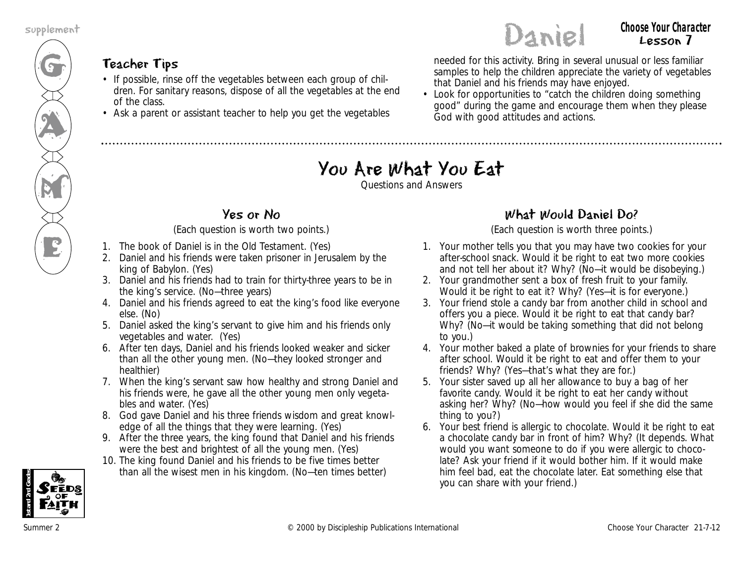## Teacher Tips

- If possible, rinse off the vegetables between each group of children. For sanitary reasons, dispose of all the vegetables at the end of the class.
- Ask a parent or assistant teacher to help you get the vegetables needed for this activity. Bring in several unusual or less familiar samples to help the children appreciate the variety of vegetables that Daniel and his friends may have enjoyed.
- Look for opportunities to "catch the children doing something good" during the game and encourage them when they please God with good attitudes and actions.

# You Are What You Eat

Questions and Answers

## Yes or No

(Each question is worth two points.)

1. The book of Daniel is in the Old Testament. (Yes)
2. Daniel and his friends were taken prisoner in Jerusalem by the king of Babylon. (Yes)
3. Daniel and his friends had to train for thirty-three years to be in the king's service. (No—three years)
4. Daniel and his friends agreed to eat the king's food like everyone else. (No)
5. Daniel asked the king's servant to give him and his friends only vegetables and water. (Yes)
6. After ten days, Daniel and his friends looked weaker and sicker than all the other young men. (No—they looked stronger and healthier)
7. When the king's servant saw how healthy and strong Daniel and his friends were, he gave all the other young men only vegetables and water. (Yes)
8. God gave Daniel and his three friends wisdom and great knowledge of all the things that they were learning. (Yes)
9. After the three years, the king found that Daniel and his friends were the best and brightest of all the young men. (Yes)
10. The king found Daniel and his friends to be five times better than all the wisest men in his kingdom. (No—ten times better)

## What Would Daniel Do?

(Each question is worth three points.)

1. Your mother tells you that you may have two cookies for your after-school snack. Would it be right to eat two more cookies and not tell her about it? Why? (No—it would be disobeying.)
2. Your grandmother sent a box of fresh fruit to your family. Would it be right to eat it? Why? (Yes—it is for everyone.)
3. Your friend stole a candy bar from another child in school and offers you a piece. Would it be right to eat that candy bar? Why? (No—it would be taking something that did not belong to you.)
4. Your mother baked a plate of brownies for your friends to share after school. Would it be right to eat and offer them to your friends? Why? (Yes—that's what they are for.)
5. Your sister saved up all her allowance to buy a bag of her favorite candy. Would it be right to eat her candy without asking her? Why? (No—how would you feel if she did the same thing to you?)
6. Your best friend is allergic to chocolate. Would it be right to eat a chocolate candy bar in front of him? Why? (It depends. What would you want someone to do if you were allergic to chocolate? Ask your friend if it would bother him. If it would make him feel bad, eat the chocolate later. Eat something else that you can share with your friend.)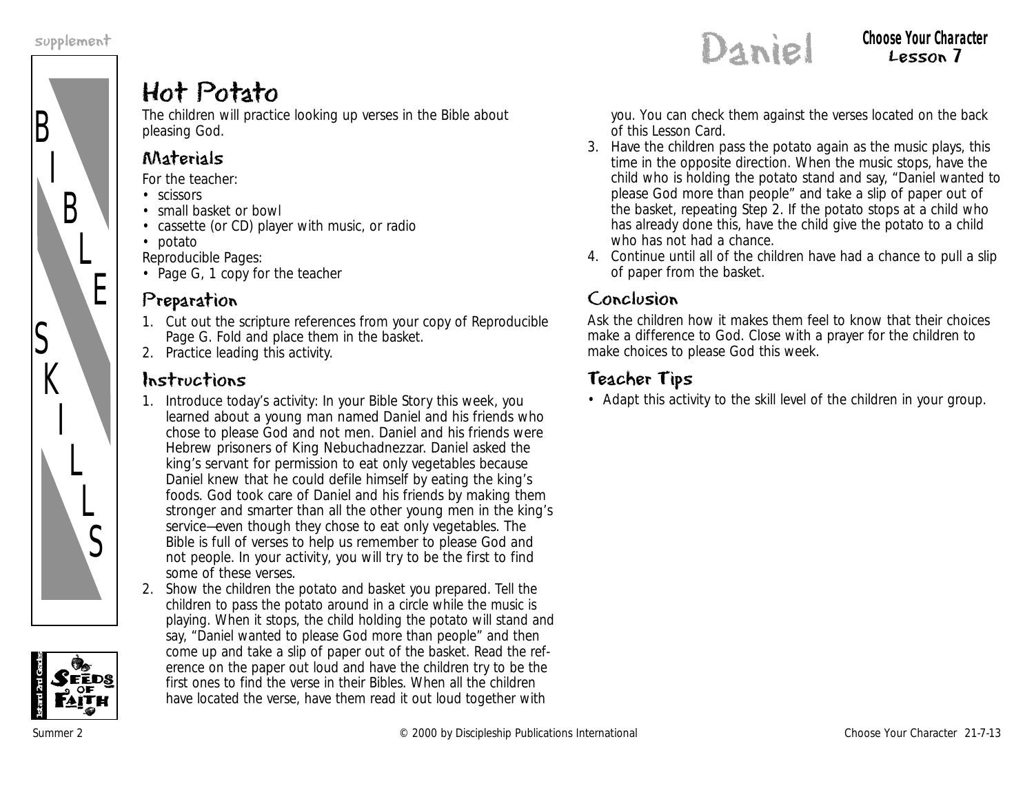# Hot Potato

The children will practice looking up verses in the Bible about pleasing God.

## Materials

For the teacher:

- scissors
- small basket or bowl
- cassette (or CD) player with music, or radio
- potato

Reproducible Pages:

- Page G, 1 copy for the teacher

## Preparation

1. Cut out the scripture references from your copy of Reproducible Page G. Fold and place them in the basket.
2. Practice leading this activity.

## Instructions

1. Introduce today's activity: In your Bible Story this week, you learned about a young man named Daniel and his friends who chose to please God and not men. Daniel and his friends were Hebrew prisoners of King Nebuchadnezzar. Daniel asked the king's servant for permission to eat only vegetables because Daniel knew that he could defile himself by eating the king's foods. God took care of Daniel and his friends by making them stronger and smarter than all the other young men in the king's service—even though they chose to eat only vegetables. The Bible is full of verses to help us remember to please God and not people. In your activity, you will try to be the first to find some of these verses.
2. Show the children the potato and basket you prepared. Tell the children to pass the potato around in a circle while the music is playing. When it stops, the child holding the potato will stand and say, "Daniel wanted to please God more than people" and then come up and take a slip of paper out of the basket. Read the reference on the paper out loud and have the children try to be the first ones to find the verse in their Bibles. When all the children have located the verse, have them read it out loud together with you. You can check them against the verses located on the back of this Lesson Card.
3. Have the children pass the potato again as the music plays, this time in the opposite direction. When the music stops, have the child who is holding the potato stand and say, "Daniel wanted to please God more than people" and take a slip of paper out of the basket, repeating Step 2. If the potato stops at a child who has already done this, have the child give the potato to a child who has not had a chance.
4. Continue until all of the children have had a chance to pull a slip of paper from the basket.

## Conclusion

Ask the children how it makes them feel to know that their choices make a difference to God. Close with a prayer for the children to make choices to please God this week.

## Teacher Tips

- Adapt this activity to the skill level of the children in your group.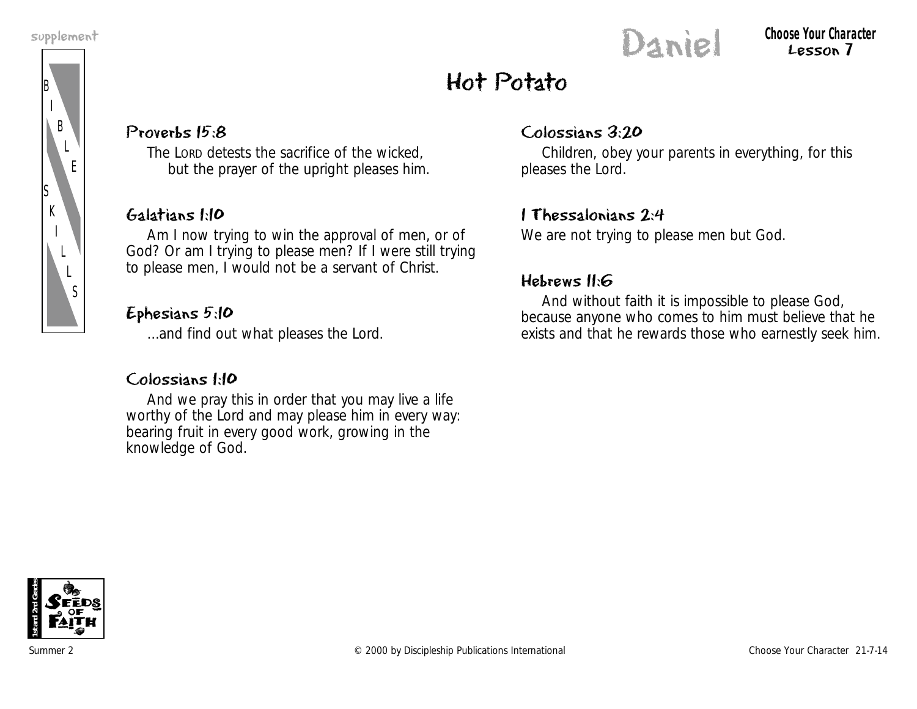# Hot Potato

### Proverbs 15:8

The LORD detests the sacrifice of the wicked,
but the prayer of the upright pleases him.

### Galatians 1:10

Am I now trying to win the approval of men, or of God? Or am I trying to please men? If I were still trying to please men, I would not be a servant of Christ.

### Ephesians 5:10

...and find out what pleases the Lord.

### Colossians 1:10

And we pray this in order that you may live a life worthy of the Lord and may please him in every way: bearing fruit in every good work, growing in the knowledge of God.

### Colossians 3:20

Children, obey your parents in everything, for this pleases the Lord.

### I Thessalonians 2:4

We are not trying to please men but God.

### Hebrews 11:6

And without faith it is impossible to please God, because anyone who comes to him must believe that he exists and that he rewards those who earnestly seek him.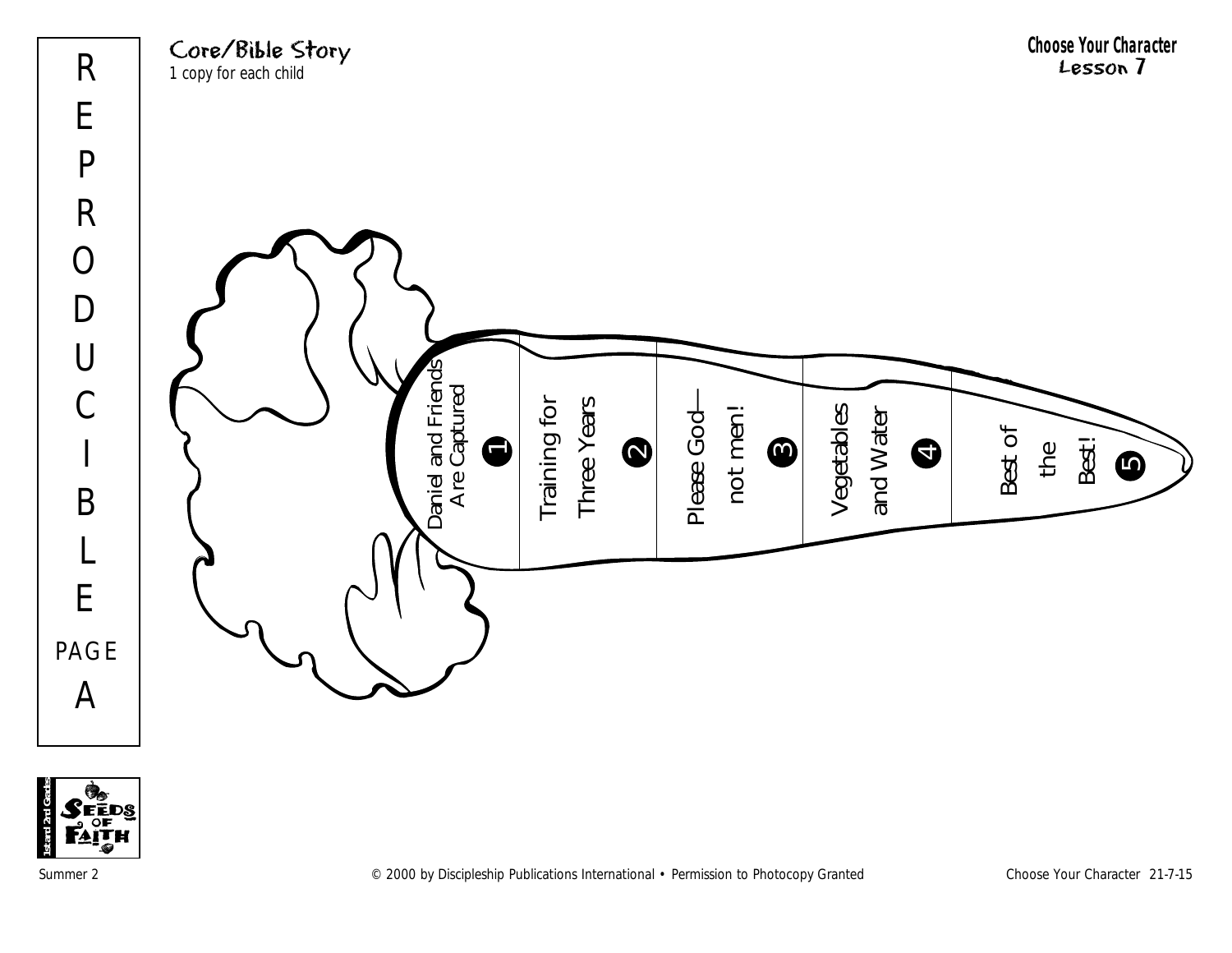REPRODUCIBLE PAGE A

## Core/Bible Story

1 copy for each child

**Choose Your Character**
**Lesson 7**

1. Daniel and Friends Are Captured
2. Training for Three Years
3. Please God—not men!
4. Vegetables and Water
5. Best of the Best!

Summer 2 © 2000 by Discipleship Publications International • Permission to Photocopy Granted Choose Your Character 21-7-15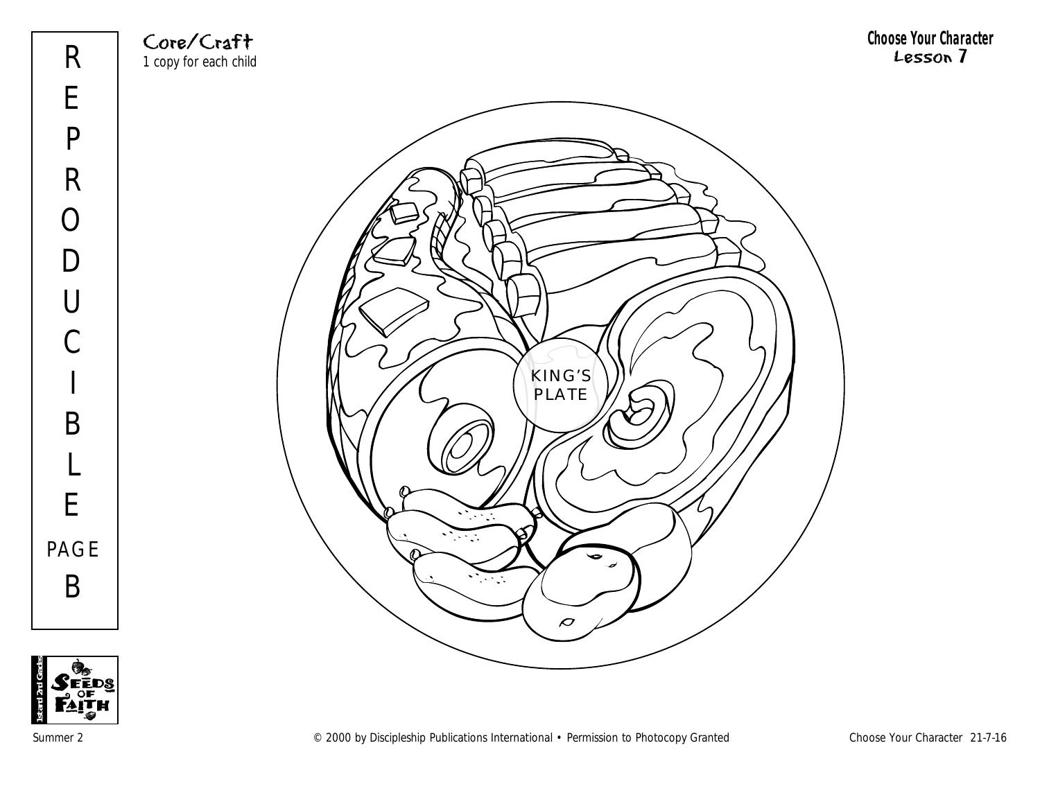# REPRODUCIBLE PAGE B

**Core/Craft**
1 copy for each child

**Choose Your Character**
**Lesson 7**

KING'S PLATE

© 2000 by Discipleship Publications International • Permission to Photocopy Granted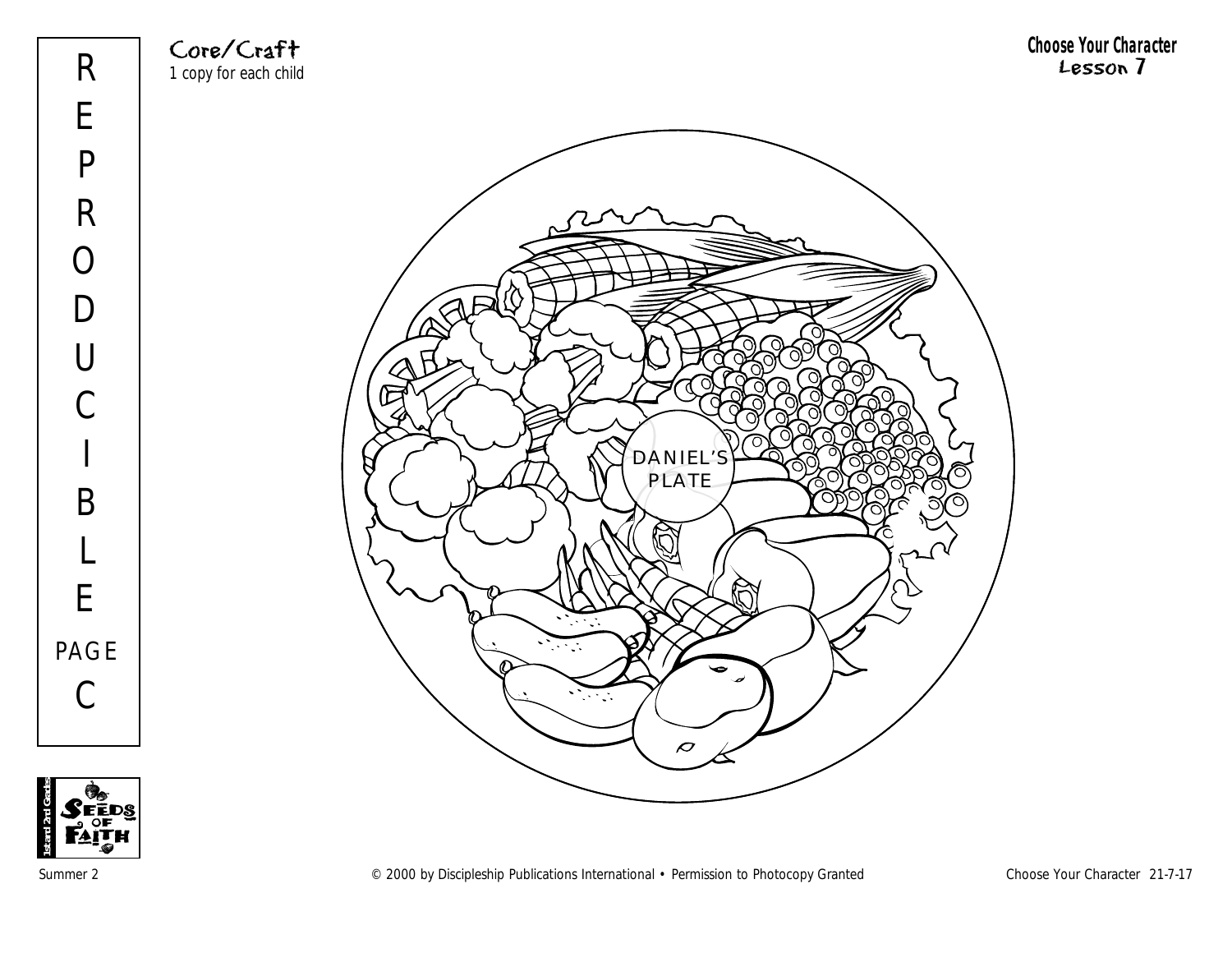Core/Craft
1 copy for each child

**Choose Your Character**
**Lesson 7**

REPRODUCIBLE PAGE C

DANIEL'S PLATE

Summer 2 © 2000 by Discipleship Publications International • Permission to Photocopy Granted Choose Your Character 21-7-17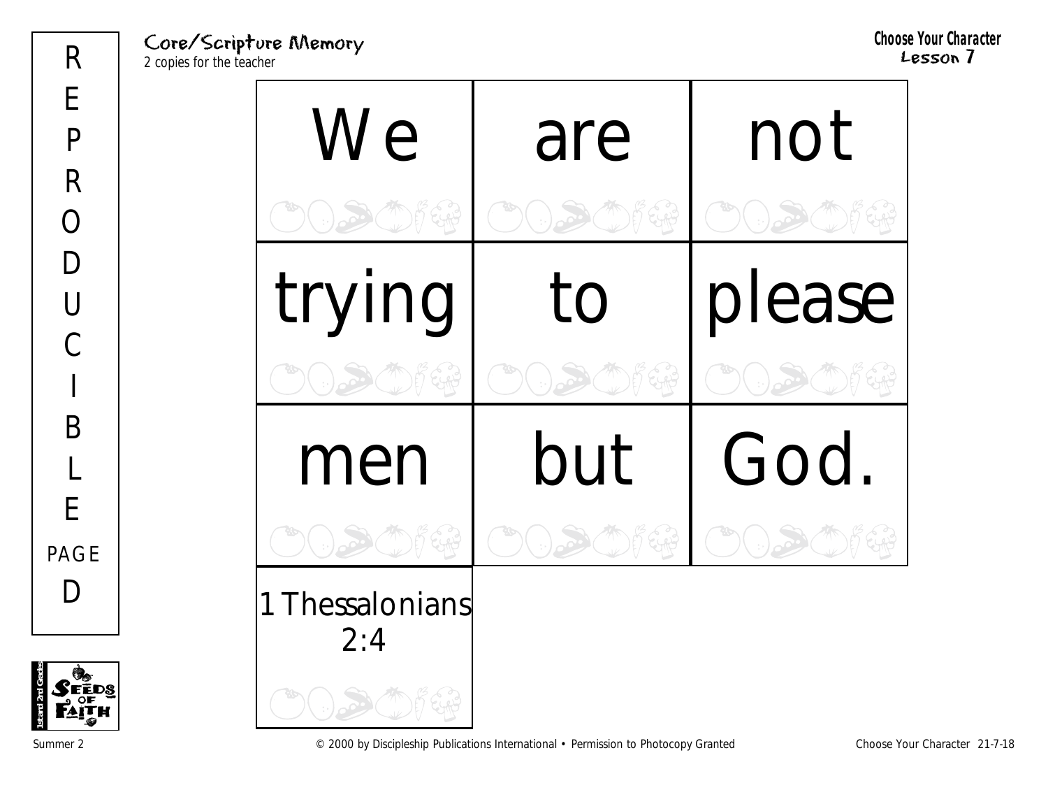REPRODUCIBLE PAGE D

## Core/Scripture Memory

2 copies for the teacher

**Choose Your Character**
**Lesson 7**

| | | |
|---|---|---|
| We | are | not |
| trying | to | please |
| men | but | God. |
| 1 Thessalonians 2:4 | | |

1st and 2nd Grades
SEEDS OF FAITH

Summer 2

© 2000 by Discipleship Publications International • Permission to Photocopy Granted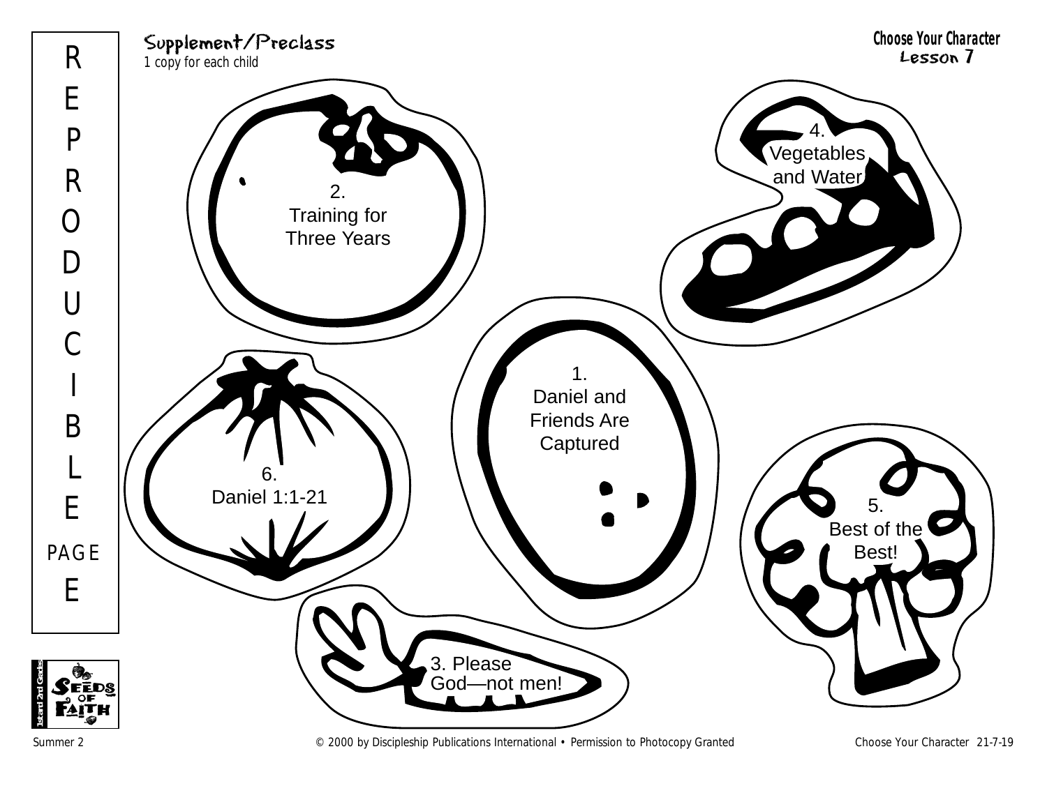REPRODUCIBLE PAGE E

**Supplement/Preclass**
1 copy for each child

**Choose Your Character**
**Lesson 7**

1.
Daniel and Friends Are Captured

2.
Training for Three Years

3. Please God—not men!

4.
Vegetables and Water

5.
Best of the Best!

6.
Daniel 1:1-21

Summer 2 © 2000 by Discipleship Publications International • Permission to Photocopy Granted Choose Your Character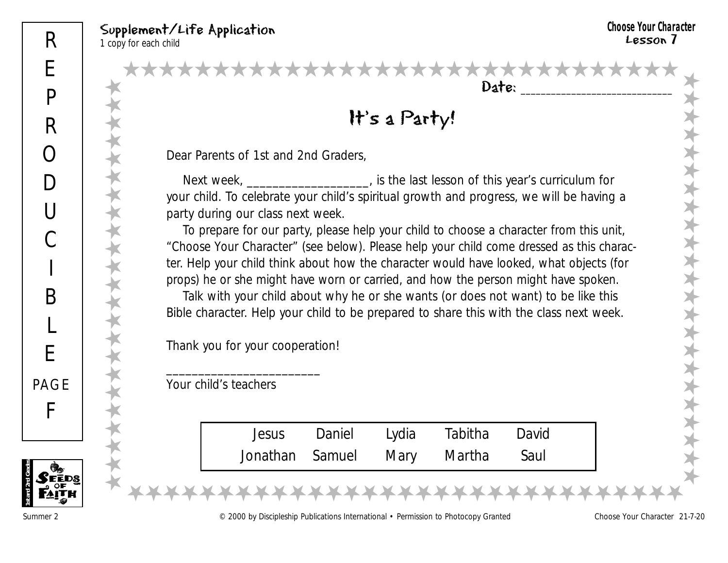**Supplement/Life Application**
1 copy for each child

**Choose Your Character**
**Lesson 7**

REPRODUCIBLE PAGE F

Date: ___________________________

# It's a Party!

Dear Parents of 1st and 2nd Graders,

Next week, ___________________, is the last lesson of this year's curriculum for your child. To celebrate your child's spiritual growth and progress, we will be having a party during our class next week.

To prepare for our party, please help your child to choose a character from this unit, "Choose Your Character" (see below). Please help your child come dressed as this character. Help your child think about how the character would have looked, what objects (for props) he or she might have worn or carried, and how the person might have spoken.

Talk with your child about why he or she wants (or does not want) to be like this Bible character. Help your child to be prepared to share this with the class next week.

Thank you for your cooperation!

________________________
Your child's teachers

| | | | | |
|---|---|---|---|---|
| Jesus | Daniel | Lydia | Tabitha | David |
| Jonathan | Samuel | Mary | Martha | Saul |

Summer 2 © 2000 by Discipleship Publications International • Permission to Photocopy Granted Choose Your Character 21-7-20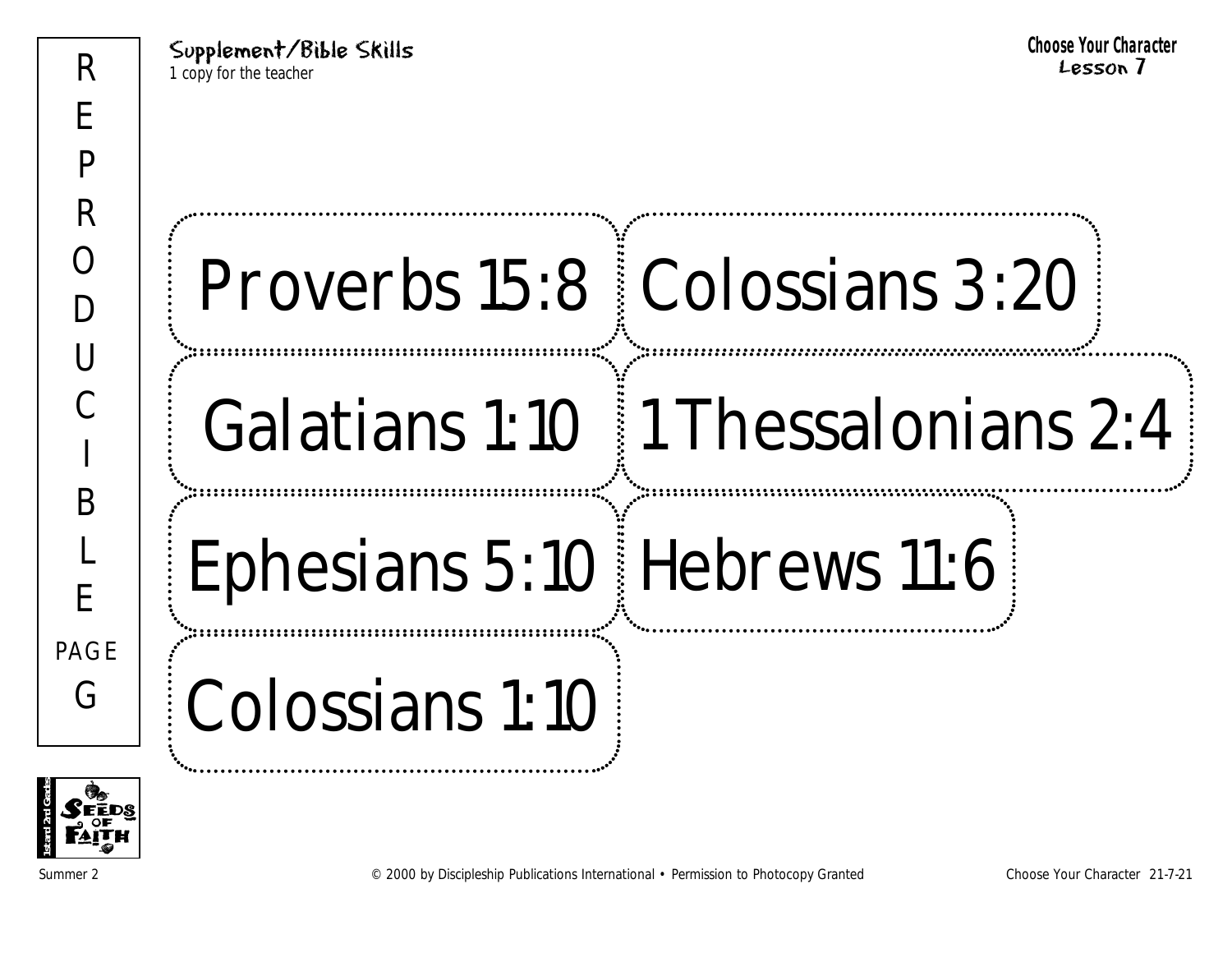REPRODUCIBLE PAGE G

Supplement/Bible Skills
1 copy for the teacher

**Choose Your Character**
**Lesson 7**

Proverbs 15:8

Colossians 3:20

Galatians 1:10

1 Thessalonians 2:4

Ephesians 5:10

Hebrews 11:6

Colossians 1:10

1st and 2nd Grade SEEDS OF FAITH

Summer 2

© 2000 by Discipleship Publications International • Permission to Photocopy Granted

Choose Your Character 21-7-21